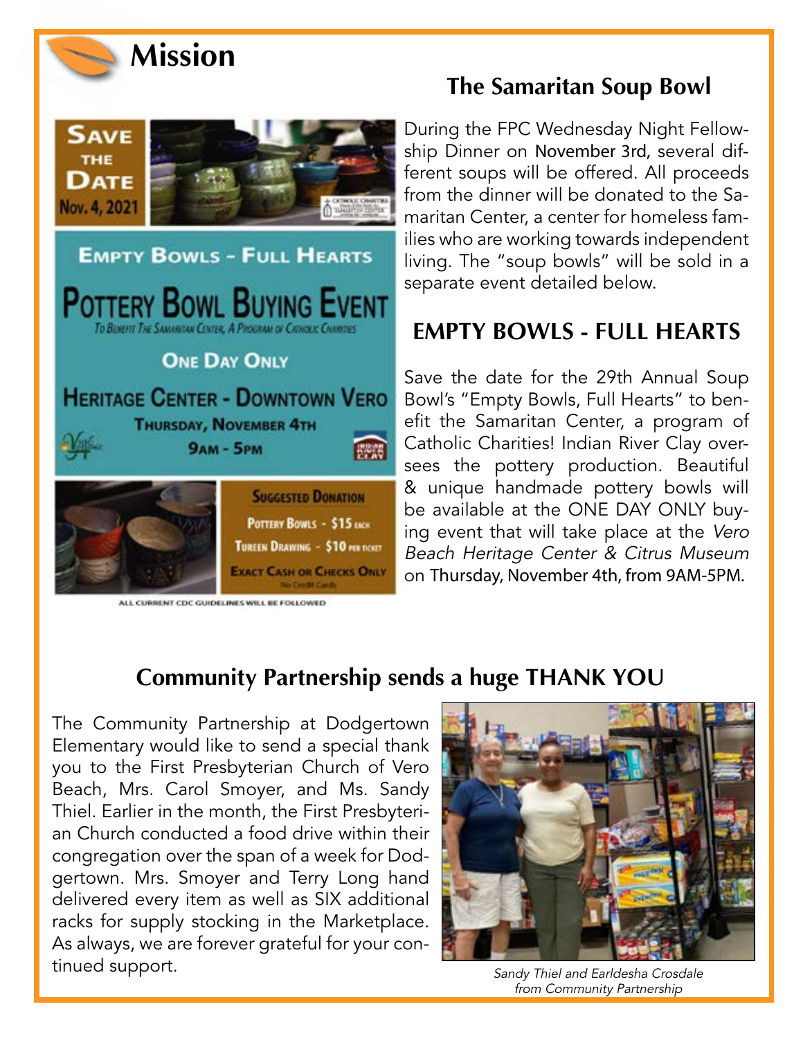# Mission

SAVE THE DATE Nov. 4, 2021

EMPTY BOWLS - FULL HEARTS

POTTERY BOWL BUYING EVENT

*To Benefit The Samaritan Center, A Program of Catholic Charities*

ONE DAY ONLY

HERITAGE CENTER - DOWNTOWN VERO

THURSDAY, NOVEMBER 4TH

9AM - 5PM

SUGGESTED DONATION

POTTERY BOWLS - $15 EACH

TUREEN DRAWING - $10 PER TICKET

EXACT CASH OR CHECKS ONLY

No Credit Cards

ALL CURRENT CDC GUIDELINES WILL BE FOLLOWED

## The Samaritan Soup Bowl

During the FPC Wednesday Night Fellowship Dinner on November 3rd, several different soups will be offered. All proceeds from the dinner will be donated to the Samaritan Center, a center for homeless families who are working towards independent living. The "soup bowls" will be sold in a separate event detailed below.

## EMPTY BOWLS - FULL HEARTS

Save the date for the 29th Annual Soup Bowl's "Empty Bowls, Full Hearts" to benefit the Samaritan Center, a program of Catholic Charities! Indian River Clay oversees the pottery production. Beautiful & unique handmade pottery bowls will be available at the ONE DAY ONLY buying event that will take place at the *Vero Beach Heritage Center & Citrus Museum* on Thursday, November 4th, from 9AM-5PM.

## Community Partnership sends a huge THANK YOU

The Community Partnership at Dodgertown Elementary would like to send a special thank you to the First Presbyterian Church of Vero Beach, Mrs. Carol Smoyer, and Ms. Sandy Thiel. Earlier in the month, the First Presbyterian Church conducted a food drive within their congregation over the span of a week for Dodgertown. Mrs. Smoyer and Terry Long hand delivered every item as well as SIX additional racks for supply stocking in the Marketplace. As always, we are forever grateful for your continued support.

*Sandy Thiel and Earldesha Crosdale from Community Partnership*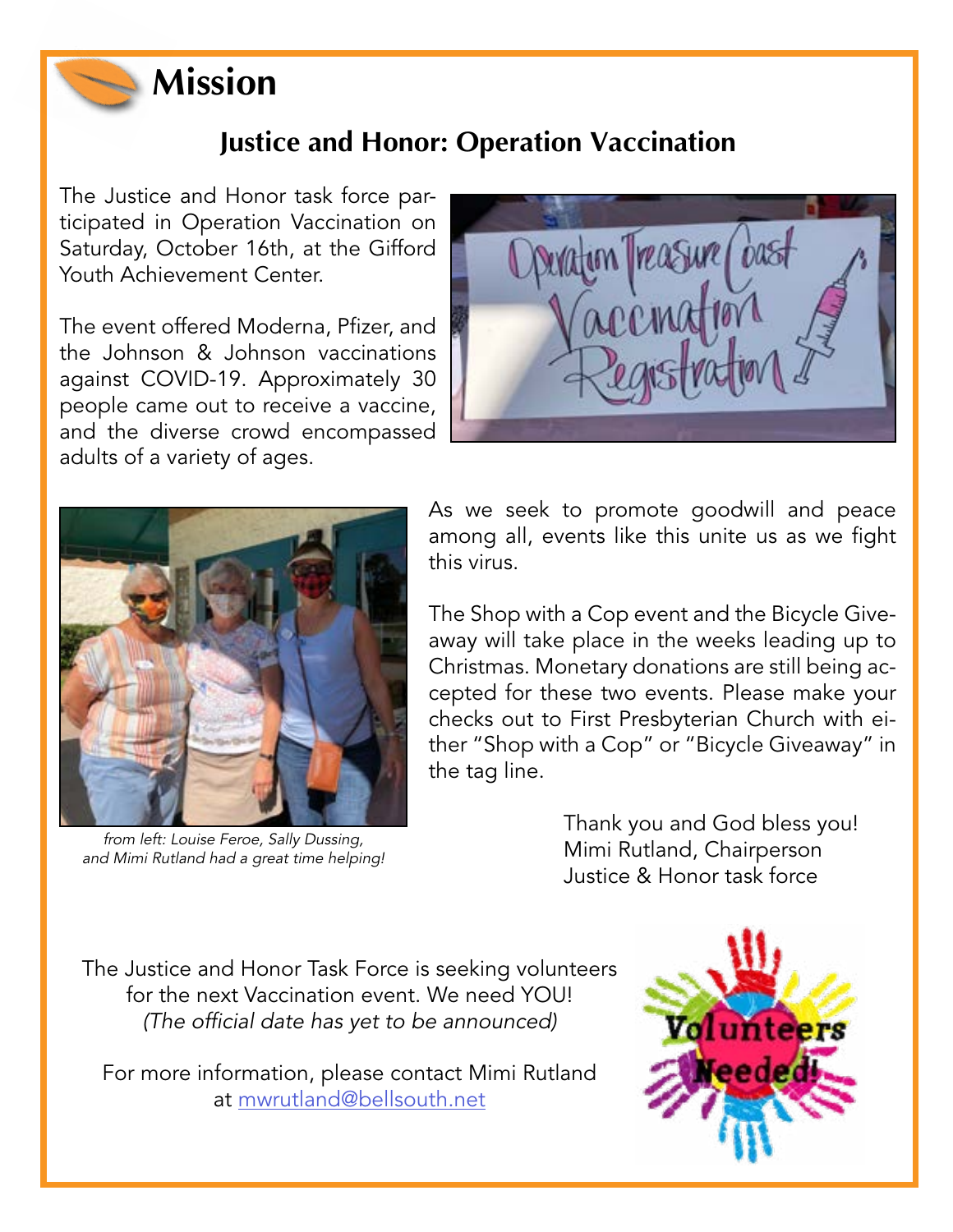# Mission

## Justice and Honor: Operation Vaccination

The Justice and Honor task force participated in Operation Vaccination on Saturday, October 16th, at the Gifford Youth Achievement Center.

The event offered Moderna, Pfizer, and the Johnson & Johnson vaccinations against COVID-19. Approximately 30 people came out to receive a vaccine, and the diverse crowd encompassed adults of a variety of ages.

*from left: Louise Feroe, Sally Dussing, and Mimi Rutland had a great time helping!*

As we seek to promote goodwill and peace among all, events like this unite us as we fight this virus.

The Shop with a Cop event and the Bicycle Giveaway will take place in the weeks leading up to Christmas. Monetary donations are still being accepted for these two events. Please make your checks out to First Presbyterian Church with either "Shop with a Cop" or "Bicycle Giveaway" in the tag line.

Thank you and God bless you!
Mimi Rutland, Chairperson
Justice & Honor task force

The Justice and Honor Task Force is seeking volunteers for the next Vaccination event. We need YOU!
*(The official date has yet to be announced)*

For more information, please contact Mimi Rutland at mwrutland@bellsouth.net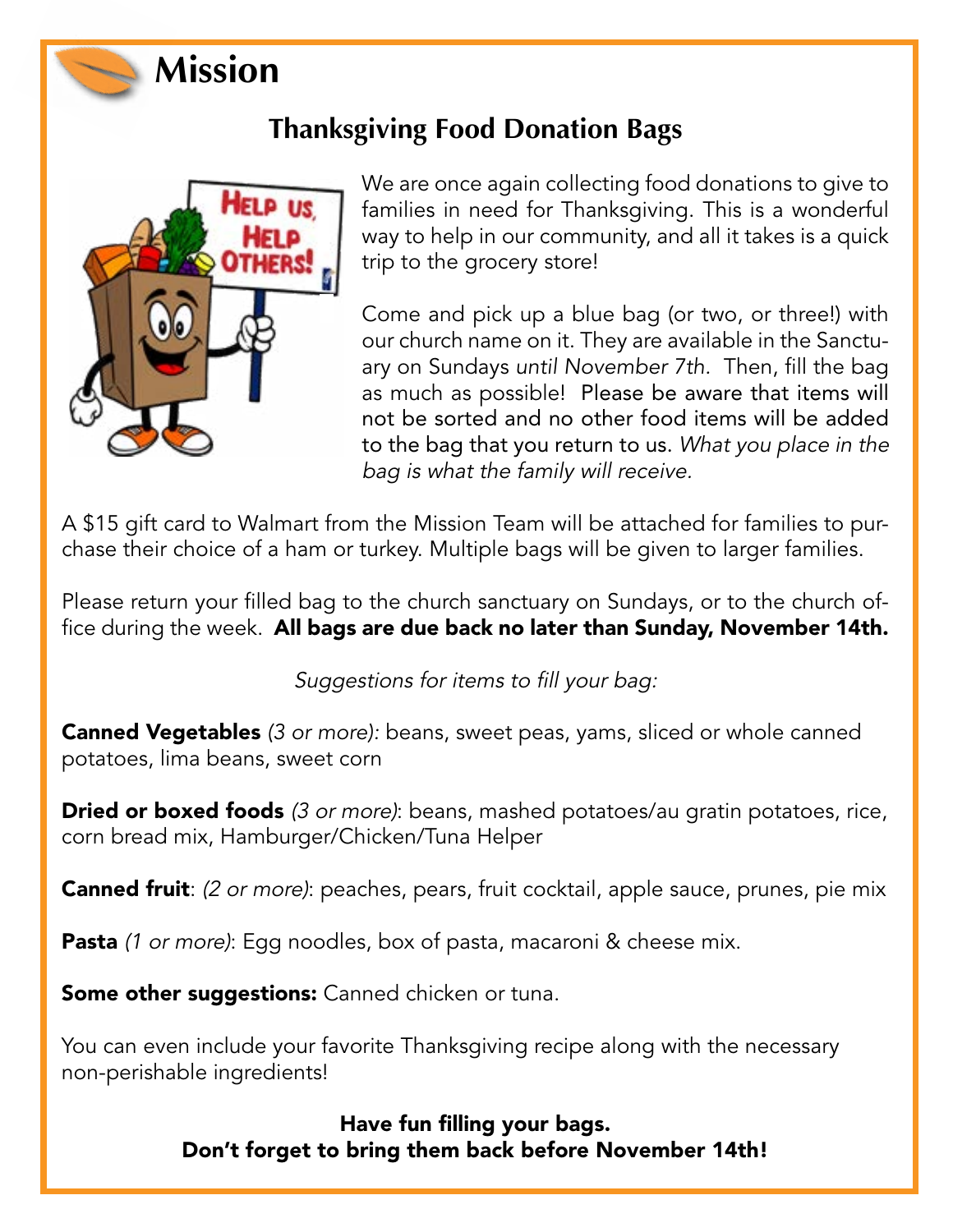# Mission

## Thanksgiving Food Donation Bags

We are once again collecting food donations to give to families in need for Thanksgiving. This is a wonderful way to help in our community, and all it takes is a quick trip to the grocery store!

Come and pick up a blue bag (or two, or three!) with our church name on it. They are available in the Sanctuary on Sundays *until November 7th*. Then, fill the bag as much as possible! Please be aware that items will not be sorted and no other food items will be added to the bag that you return to us. *What you place in the bag is what the family will receive.*

A $15 gift card to Walmart from the Mission Team will be attached for families to purchase their choice of a ham or turkey. Multiple bags will be given to larger families.

Please return your filled bag to the church sanctuary on Sundays, or to the church office during the week. **All bags are due back no later than Sunday, November 14th.**

*Suggestions for items to fill your bag:*

**Canned Vegetables** *(3 or more):* beans, sweet peas, yams, sliced or whole canned potatoes, lima beans, sweet corn

**Dried or boxed foods** *(3 or more)*: beans, mashed potatoes/au gratin potatoes, rice, corn bread mix, Hamburger/Chicken/Tuna Helper

**Canned fruit**: *(2 or more)*: peaches, pears, fruit cocktail, apple sauce, prunes, pie mix

**Pasta** *(1 or more)*: Egg noodles, box of pasta, macaroni & cheese mix.

**Some other suggestions:** Canned chicken or tuna.

You can even include your favorite Thanksgiving recipe along with the necessary non-perishable ingredients!

**Have fun filling your bags.**
**Don't forget to bring them back before November 14th!**